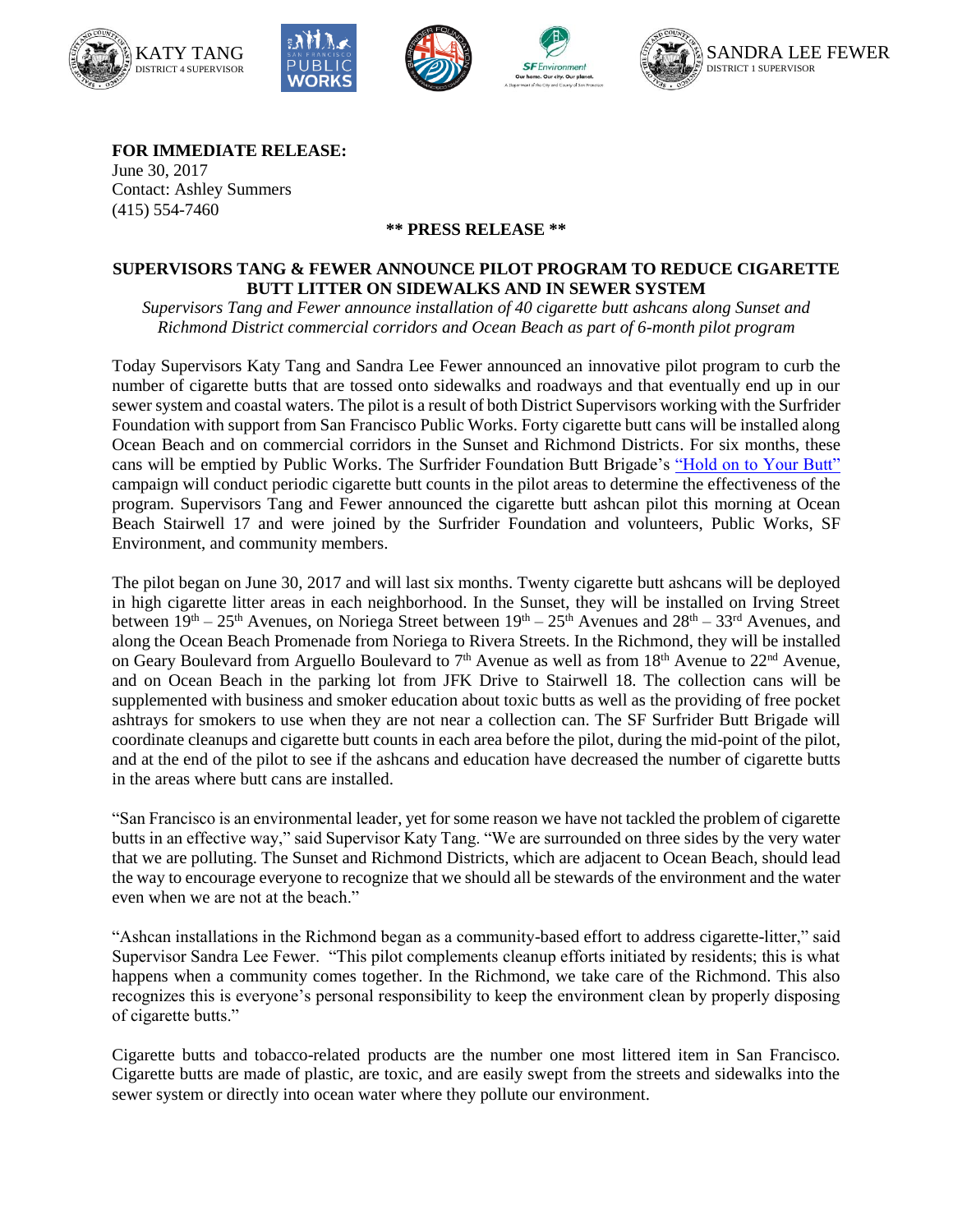KATY TANG
DISTRICT 4 SUPERVISOR

SANDRA LEE FEWER
DISTRICT 1 SUPERVISOR

**FOR IMMEDIATE RELEASE:**
June 30, 2017
Contact: Ashley Summers
(415) 554-7460

**\*\* PRESS RELEASE \*\***

**SUPERVISORS TANG & FEWER ANNOUNCE PILOT PROGRAM TO REDUCE CIGARETTE BUTT LITTER ON SIDEWALKS AND IN SEWER SYSTEM**

*Supervisors Tang and Fewer announce installation of 40 cigarette butt ashcans along Sunset and Richmond District commercial corridors and Ocean Beach as part of 6-month pilot program*

Today Supervisors Katy Tang and Sandra Lee Fewer announced an innovative pilot program to curb the number of cigarette butts that are tossed onto sidewalks and roadways and that eventually end up in our sewer system and coastal waters. The pilot is a result of both District Supervisors working with the Surfrider Foundation with support from San Francisco Public Works. Forty cigarette butt cans will be installed along Ocean Beach and on commercial corridors in the Sunset and Richmond Districts. For six months, these cans will be emptied by Public Works. The Surfrider Foundation Butt Brigade's "Hold on to Your Butt" campaign will conduct periodic cigarette butt counts in the pilot areas to determine the effectiveness of the program. Supervisors Tang and Fewer announced the cigarette butt ashcan pilot this morning at Ocean Beach Stairwell 17 and were joined by the Surfrider Foundation and volunteers, Public Works, SF Environment, and community members.

The pilot began on June 30, 2017 and will last six months. Twenty cigarette butt ashcans will be deployed in high cigarette litter areas in each neighborhood. In the Sunset, they will be installed on Irving Street between 19th – 25th Avenues, on Noriega Street between 19th – 25th Avenues and 28th – 33rd Avenues, and along the Ocean Beach Promenade from Noriega to Rivera Streets. In the Richmond, they will be installed on Geary Boulevard from Arguello Boulevard to 7th Avenue as well as from 18th Avenue to 22nd Avenue, and on Ocean Beach in the parking lot from JFK Drive to Stairwell 18. The collection cans will be supplemented with business and smoker education about toxic butts as well as the providing of free pocket ashtrays for smokers to use when they are not near a collection can. The SF Surfrider Butt Brigade will coordinate cleanups and cigarette butt counts in each area before the pilot, during the mid-point of the pilot, and at the end of the pilot to see if the ashcans and education have decreased the number of cigarette butts in the areas where butt cans are installed.

"San Francisco is an environmental leader, yet for some reason we have not tackled the problem of cigarette butts in an effective way," said Supervisor Katy Tang. "We are surrounded on three sides by the very water that we are polluting. The Sunset and Richmond Districts, which are adjacent to Ocean Beach, should lead the way to encourage everyone to recognize that we should all be stewards of the environment and the water even when we are not at the beach."

"Ashcan installations in the Richmond began as a community-based effort to address cigarette-litter," said Supervisor Sandra Lee Fewer. "This pilot complements cleanup efforts initiated by residents; this is what happens when a community comes together. In the Richmond, we take care of the Richmond. This also recognizes this is everyone's personal responsibility to keep the environment clean by properly disposing of cigarette butts."

Cigarette butts and tobacco-related products are the number one most littered item in San Francisco. Cigarette butts are made of plastic, are toxic, and are easily swept from the streets and sidewalks into the sewer system or directly into ocean water where they pollute our environment.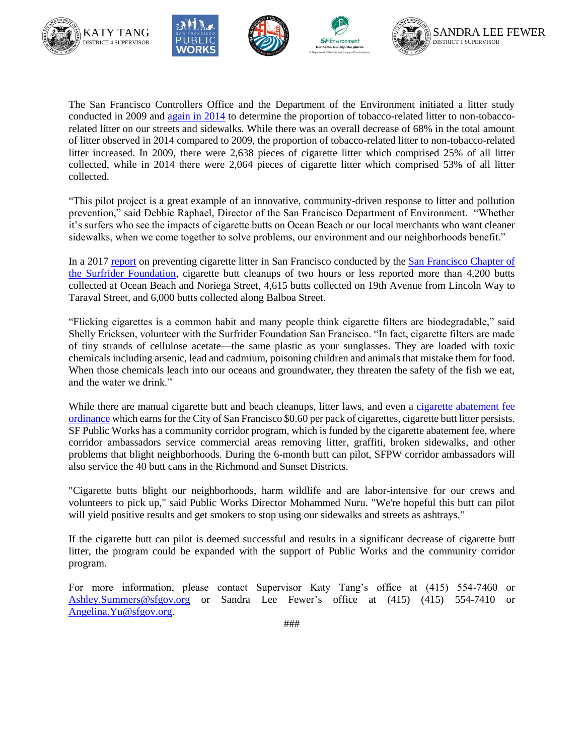KATY TANG
DISTRICT 4 SUPERVISOR

SANDRA LEE FEWER
DISTRICT 1 SUPERVISOR

The San Francisco Controllers Office and the Department of the Environment initiated a litter study conducted in 2009 and again in 2014 to determine the proportion of tobacco-related litter to non-tobacco-related litter on our streets and sidewalks. While there was an overall decrease of 68% in the total amount of litter observed in 2014 compared to 2009, the proportion of tobacco-related litter to non-tobacco-related litter increased. In 2009, there were 2,638 pieces of cigarette litter which comprised 25% of all litter collected, while in 2014 there were 2,064 pieces of cigarette litter which comprised 53% of all litter collected.

"This pilot project is a great example of an innovative, community-driven response to litter and pollution prevention," said Debbie Raphael, Director of the San Francisco Department of Environment. "Whether it's surfers who see the impacts of cigarette butts on Ocean Beach or our local merchants who want cleaner sidewalks, when we come together to solve problems, our environment and our neighborhoods benefit."

In a 2017 report on preventing cigarette litter in San Francisco conducted by the San Francisco Chapter of the Surfrider Foundation, cigarette butt cleanups of two hours or less reported more than 4,200 butts collected at Ocean Beach and Noriega Street, 4,615 butts collected on 19th Avenue from Lincoln Way to Taraval Street, and 6,000 butts collected along Balboa Street.

"Flicking cigarettes is a common habit and many people think cigarette filters are biodegradable," said Shelly Ericksen, volunteer with the Surfrider Foundation San Francisco. "In fact, cigarette filters are made of tiny strands of cellulose acetate—the same plastic as your sunglasses. They are loaded with toxic chemicals including arsenic, lead and cadmium, poisoning children and animals that mistake them for food. When those chemicals leach into our oceans and groundwater, they threaten the safety of the fish we eat, and the water we drink."

While there are manual cigarette butt and beach cleanups, litter laws, and even a cigarette abatement fee ordinance which earns for the City of San Francisco $0.60 per pack of cigarettes, cigarette butt litter persists. SF Public Works has a community corridor program, which is funded by the cigarette abatement fee, where corridor ambassadors service commercial areas removing litter, graffiti, broken sidewalks, and other problems that blight neighborhoods. During the 6-month butt can pilot, SFPW corridor ambassadors will also service the 40 butt cans in the Richmond and Sunset Districts.

"Cigarette butts blight our neighborhoods, harm wildlife and are labor-intensive for our crews and volunteers to pick up," said Public Works Director Mohammed Nuru. "We're hopeful this butt can pilot will yield positive results and get smokers to stop using our sidewalks and streets as ashtrays."

If the cigarette butt can pilot is deemed successful and results in a significant decrease of cigarette butt litter, the program could be expanded with the support of Public Works and the community corridor program.

For more information, please contact Supervisor Katy Tang's office at (415) 554-7460 or Ashley.Summers@sfgov.org or Sandra Lee Fewer's office at (415) (415) 554-7410 or Angelina.Yu@sfgov.org.

###